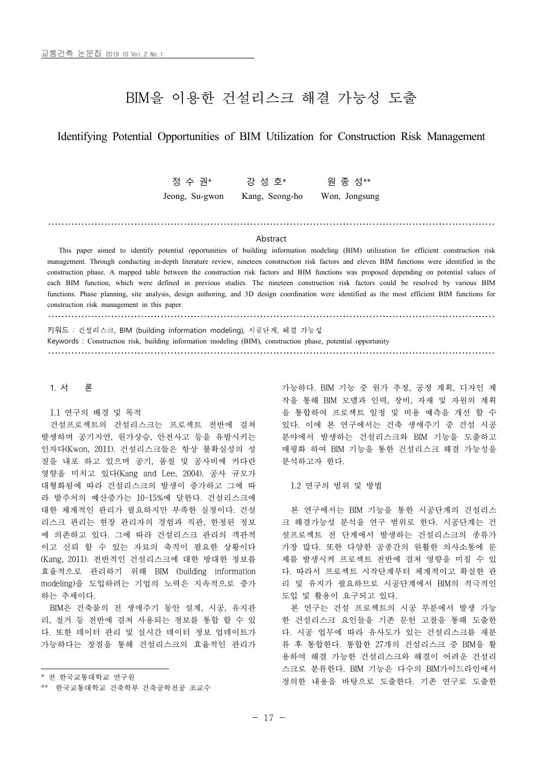# BIM을 이용한 건설리스크 해결 가능성 도출

## Identifying Potential Opportunities of BIM Utilization for Construction Risk Management

정 수 권* 　　강 성 호* 　　원 종 성**
Jeong, Su-gwon 　　Kang, Seong-ho 　　Won, Jongsung

### Abstract

This paper aimed to identify potential opportunities of building information modeling (BIM) utilization for efficient construction risk management. Through conducting in-depth literature review, nineteen construction risk factors and eleven BIM functions were identified in the construction phase. A mapped table between the construction risk factors and BIM functions was proposed depending on potential values of each BIM function, which were defined in previous studies. The nineteen construction risk factors could be resolved by various BIM functions. Phase planning, site analysis, design authoring, and 3D design coordination were identified as the most efficient BIM functions for construction risk management in this paper.

키워드 : 건설리스크, BIM (building information modeling), 시공단계, 해결 가능성
Keywords : Construction risk, building information modeling (BIM), construction phase, potential opportunity

## 1. 서　　론

### 1.1 연구의 배경 및 목적

건설프로젝트의 건설리스크는 프로젝트 전반에 걸쳐 발생하며 공기지연, 원가상승, 안전사고 등을 유발시키는 인자다(Kwon, 2011). 건설리스크들은 항상 불확실성의 성질을 내포 하고 있으며 공기, 품질 및 공사비에 커다란 영향을 미치고 있다(Kang and Lee, 2004). 공사 규모가 대형화됨에 따라 건설리스크의 발생이 증가하고 그에 따라 발주처의 예산증가는 10~15%에 달한다. 건설리스크에 대한 체계적인 관리가 필요하지만 부족한 실정이다. 건설리스크 관리는 현장 관리자의 경험과 직관, 한정된 정보에 의존하고 있다. 그에 따라 건설리스크 관리의 객관적이고 신뢰 할 수 있는 자료의 축적이 필요한 상황이다(Kang, 2011). 전반적인 건설리스크에 대한 방대한 정보를 효율적으로 관리하기 위해 BIM (building information modeling)을 도입하려는 기업의 노력은 지속적으로 증가하는 추세이다.

BIM은 건축물의 전 생애주기 동안 설계, 시공, 유지관리, 철거 등 전반에 걸쳐 사용되는 정보를 통합 할 수 있다. 또한 데이터 관리 및 실시간 데이터 정보 업데이트가 가능하다는 장점을 통해 건설리스크의 효율적인 관리가 가능하다. BIM 기능 중 원가 추정, 공정 계획, 디자인 제작을 통해 BIM 모델과 인력, 장비, 자재 및 자원의 계획을 통합하여 프로젝트 일정 및 비용 예측을 개선 할 수 있다. 이에 본 연구에서는 건축 생애주기 중 건설 시공 분야에서 발생하는 건설리스크와 BIM 기능을 도출하고 매핑화 하여 BIM 기능을 통한 건설리스크 해결 가능성을 분석하고자 한다.

### 1.2 연구의 범위 및 방법

본 연구에서는 BIM 기능을 통한 시공단계의 건설리스크 해결가능성 분석을 연구 범위로 한다. 시공단계는 건설프로젝트 전 단계에서 발생하는 건설리스크의 종류가 가장 많다. 또한 다양한 공종간의 원활한 의사소통에 문제를 발생시켜 프로젝트 전반에 걸쳐 영향을 미칠 수 있다. 따라서 프로젝트 시작단계부터 체계적이고 확실한 관리 및 유지가 필요하므로 시공단계에서 BIM의 적극적인 도입 및 활용이 요구되고 있다.

본 연구는 건설 프로젝트의 시공 부분에서 발생 가능한 건설리스크 요인들을 기존 문헌 고찰을 통해 도출한다. 시공 업무에 따라 유사도가 있는 건설리스크를 재분류 후 통합한다. 통합한 27개의 건설리스크 중 BIM을 활용하여 해결 가능한 건설리스크와 해결이 어려운 건설리스크로 분류한다. BIM 기능은 다수의 BIM가이드라인에서 정의한 내용을 바탕으로 도출한다. 기존 연구로 도출한

\* 전 한국교통대학교 연구원
\*\* 한국교통대학교 건축학부 건축공학전공 조교수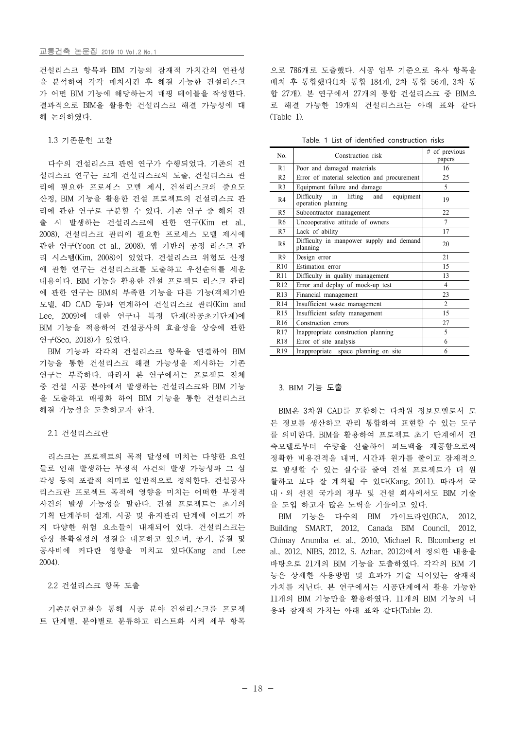건설리스크 항목과 BIM 기능의 잠재적 가치간의 연관성을 분석하여 각각 매치시킨 후 해결 가능한 건설리스크가 어떤 BIM 기능에 해당하는지 매핑 테이블을 작성한다. 결과적으로 BIM을 활용한 건설리스크 해결 가능성에 대해 논의하였다.

### 1.3 기존문헌 고찰

다수의 건설리스크 관련 연구가 수행되었다. 기존의 건설리스크 연구는 크게 건설리스크의 도출, 건설리스크 관리에 필요한 프로세스 모델 제시, 건설리스크의 중요도 산정, BIM 기능을 활용한 건설 프로젝트의 건설리스크 관리에 관한 연구로 구분할 수 있다. 기존 연구 중 해외 진출 시 발생하는 건설리스크에 관한 연구(Kim et al., 2008), 건설리스크 관리에 필요한 프로세스 모델 제시에 관한 연구(Yoon et al., 2008), 웹 기반의 공정 리스크 관리 시스템(Kim, 2008)이 있었다. 건설리스크 위험도 산정에 관한 연구는 건설리스크를 도출하고 우선순위를 세운 내용이다. BIM 기능을 활용한 건설 프로젝트 리스크 관리에 관한 연구는 BIM의 부족한 기능을 다른 기능(객체기반 모델, 4D CAD 등)과 연계하여 건설리스크 관리(Kim and Lee, 2009)에 대한 연구나 특정 단계(착공초기단계)에 BIM 기능을 적용하여 건설공사의 효율성을 상승에 관한 연구(Seo, 2018)가 있었다.

BIM 기능과 각각의 건설리스크 항목을 연결하여 BIM 기능을 통한 건설리스크 해결 가능성을 제시하는 기존 연구는 부족하다. 따라서 본 연구에서는 프로젝트 전체 중 건설 시공 분야에서 발생하는 건설리스크와 BIM 기능을 도출하고 매핑화 하여 BIM 기능을 통한 건설리스크 해결 가능성을 도출하고자 한다.

### 2.1 건설리스크란

리스크는 프로젝트의 목적 달성에 미치는 다양한 요인들로 인해 발생하는 부정적 사건의 발생 가능성과 그 심각성 등의 포괄적 의미로 일반적으로 정의한다. 건설공사 리스크란 프로젝트 목적에 영향을 미치는 어떠한 부정적 사건의 발생 가능성을 말한다. 건설 프로젝트는 초기의 기획 단계부터 설계, 시공 및 유지관리 단계에 이르기 까지 다양한 위험 요소들이 내재되어 있다. 건설리스크는 항상 불확실성의 성질을 내포하고 있으며, 공기, 품질 및 공사비에 커다란 영향을 미치고 있다(Kang and Lee 2004).

### 2.2 건설리스크 항목 도출

기존문헌고찰을 통해 시공 분야 건설리스크를 프로젝트 단계별, 분야별로 분류하고 리스트화 시켜 세부 항목으로 786개로 도출했다. 시공 업무 기준으로 유사 항목을 배치 후 통합했다(1차 통합 184개, 2차 통합 56개, 3차 통합 27개). 본 연구에서 27개의 통합 건설리스크 중 BIM으로 해결 가능한 19개의 건설리스크는 아래 표와 같다(Table 1).

Table. 1 List of identified construction risks

| No. | Construction risk | # of previous papers |
|---|---|---|
| R1 | Poor and damaged materials | 16 |
| R2 | Error of material selection and procurement | 25 |
| R3 | Equipment failure and damage | 5 |
| R4 | Difficulty in lifting and equipment operation planning | 19 |
| R5 | Subcontractor management | 22 |
| R6 | Uncooperative attitude of owners | 7 |
| R7 | Lack of ability | 17 |
| R8 | Difficulty in manpower supply and demand planning | 20 |
| R9 | Design error | 21 |
| R10 | Estimation error | 15 |
| R11 | Difficulty in quality management | 13 |
| R12 | Error and deplay of mock-up test | 4 |
| R13 | Financial management | 23 |
| R14 | Insufficient waste management | 2 |
| R15 | Insufficient safety management | 15 |
| R16 | Construction errors | 27 |
| R17 | Inappropriate construction planning | 5 |
| R18 | Error of site analysis | 6 |
| R19 | Inappropriate space planning on site | 6 |

## 3. BIM 기능 도출

BIM은 3차원 CAD를 포함하는 다차원 정보모델로서 모든 정보를 생산하고 관리 통합하여 표현할 수 있는 도구를 의미한다. BIM을 활용하여 프로젝트 초기 단계에서 건축모델로부터 수량을 산출하여 피드백을 제공함으로써 정확한 비용견적을 내며, 시간과 원가를 줄이고 잠재적으로 발생할 수 있는 실수를 줄여 건설 프로젝트가 더 원활하고 보다 잘 계획될 수 있다(Kang, 2011). 따라서 국내·외 선진 국가의 정부 및 건설 회사에서도 BIM 기술을 도입 하고자 많은 노력을 기울이고 있다.

BIM 기능은 다수의 BIM 가이드라인(BCA, 2012, Building SMART, 2012, Canada BIM Council, 2012, Chimay Anumba et al., 2010, Michael R. Bloomberg et al., 2012, NIBS, 2012, S. Azhar, 2012)에서 정의한 내용을 바탕으로 21개의 BIM 기능을 도출하였다. 각각의 BIM 기능은 상세한 사용방법 및 효과가 기술 되어있는 잠재적 가치를 지닌다. 본 연구에서는 시공단계에서 활용 가능한 11개의 BIM 기능만을 활용하였다. 11개의 BIM 기능의 내용과 잠재적 가치는 아래 표와 같다(Table 2).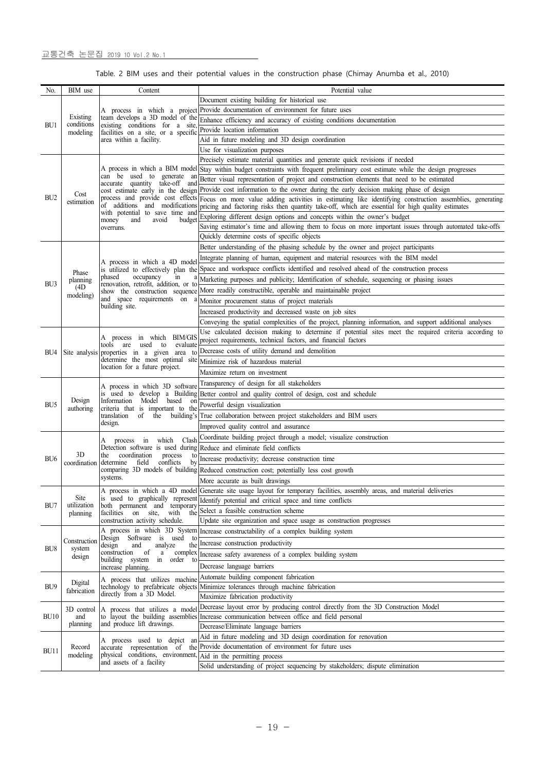Table. 2 BIM uses and their potential values in the construction phase (Chimay Anumba et al., 2010)

| No. | BIM use | Content | Potential value |
|---|---|---|---|
| BU1 | Existing conditions modeling | A process in which a project team develops a 3D model of the existing conditions for a site, facilities on a site, or a specific area within a facility. | Document existing building for historical use |
| | | | Provide documentation of environment for future uses |
| | | | Enhance efficiency and accuracy of existing conditions documentation |
| | | | Provide location information |
| | | | Aid in future modeling and 3D design coordination |
| | | | Use for visualization purposes |
| BU2 | Cost estimation | A process in which a BIM model can be used to generate an accurate quantity take-off and cost estimate early in the design process and provide cost effects of additions and modifications with potential to save time and money and avoid budget overruns. | Precisely estimate material quantities and generate quick revisions if needed |
| | | | Stay within budget constraints with frequent preliminary cost estimate while the design progresses |
| | | | Better visual representation of project and construction elements that need to be estimated |
| | | | Provide cost information to the owner during the early decision making phase of design |
| | | | Focus on more value adding activities in estimating like identifying construction assemblies, generating pricing and factoring risks then quantity take-off, which are essential for high quality estimates |
| | | | Exploring different design options and concepts within the owner's budget |
| | | | Saving estimator's time and allowing them to focus on more important issues through automated take-offs |
| | | | Quickly determine costs of specific objects |
| BU3 | Phase planning (4D modeling) | A process in which a 4D model is utilized to effectively plan the phased occupancy in a renovation, retrofit, addition, or to show the construction sequence and space requirements on a building site. | Better understanding of the phasing schedule by the owner and project participants |
| | | | Integrate planning of human, equipment and material resources with the BIM model |
| | | | Space and workspace conflicts identified and resolved ahead of the construction process |
| | | | Marketing purposes and publicity; Identification of schedule, sequencing or phasing issues |
| | | | More readily constructible, operable and maintainable project |
| | | | Monitor procurement status of project materials |
| | | | Increased productivity and decreased waste on job sites |
| | | | Conveying the spatial complexities of the project, planning information, and support additional analyses |
| BU4 | Site analysis | A process in which BIM/GIS tools are used to evaluate properties in a given area to determine the most optimal site location for a future project. | Use calculated decision making to determine if potential sites meet the required criteria according to project requirements, technical factors, and financial factors |
| | | | Decrease costs of utility demand and demolition |
| | | | Minimize risk of hazardous material |
| | | | Maximize return on investment |
| BU5 | Design authoring | A process in which 3D software is used to develop a Building Information Model based on criteria that is important to the translation of the building's design. | Transparency of design for all stakeholders |
| | | | Better control and quality control of design, cost and schedule |
| | | | Powerful design visualization |
| | | | True collaboration between project stakeholders and BIM users |
| | | | Improved quality control and assurance |
| BU6 | 3D coordination | A process in which Clash Detection software is used during the coordination process to determine field conflicts by comparing 3D models of building systems. | Coordinate building project through a model; visualize construction |
| | | | Reduce and eliminate field conflicts |
| | | | Increase productivity; decrease construction time |
| | | | Reduced construction cost; potentially less cost growth |
| | | | More accurate as built drawings |
| BU7 | Site utilization planning | A process in which a 4D model is used to graphically represent both permanent and temporary facilities on site, with the construction activity schedule. | Generate site usage layout for temporary facilities, assembly areas, and material deliveries |
| | | | Identify potential and critical space and time conflicts |
| | | | Select a feasible construction scheme |
| | | | Update site organization and space usage as construction progresses |
| BU8 | Construction system design | A process in which 3D System Design Software is used to design and analyze the construction of a complex building system in order to increase planning. | Increase constructability of a complex building system |
| | | | Increase construction productivity |
| | | | Increase safety awareness of a complex building system |
| | | | Decrease language barriers |
| BU9 | Digital fabrication | A process that utilizes machine technology to prefabricate objects directly from a 3D Model. | Automate building component fabrication |
| | | | Minimize tolerances through machine fabrication |
| | | | Maximize fabrication productivity |
| BU10 | 3D control and planning | A process that utilizes a model to layout the building assemblies and produce lift drawings. | Decrease layout error by producing control directly from the 3D Construction Model |
| | | | Increase communication between office and field personal |
| | | | Decrease/Eliminate language barriers |
| BU11 | Record modeling | A process used to depict an accurate representation of the physical conditions, environment, and assets of a facility | Aid in future modeling and 3D design coordination for renovation |
| | | | Provide documentation of environment for future uses |
| | | | Aid in the permitting process |
| | | | Solid understanding of project sequencing by stakeholders; dispute elimination |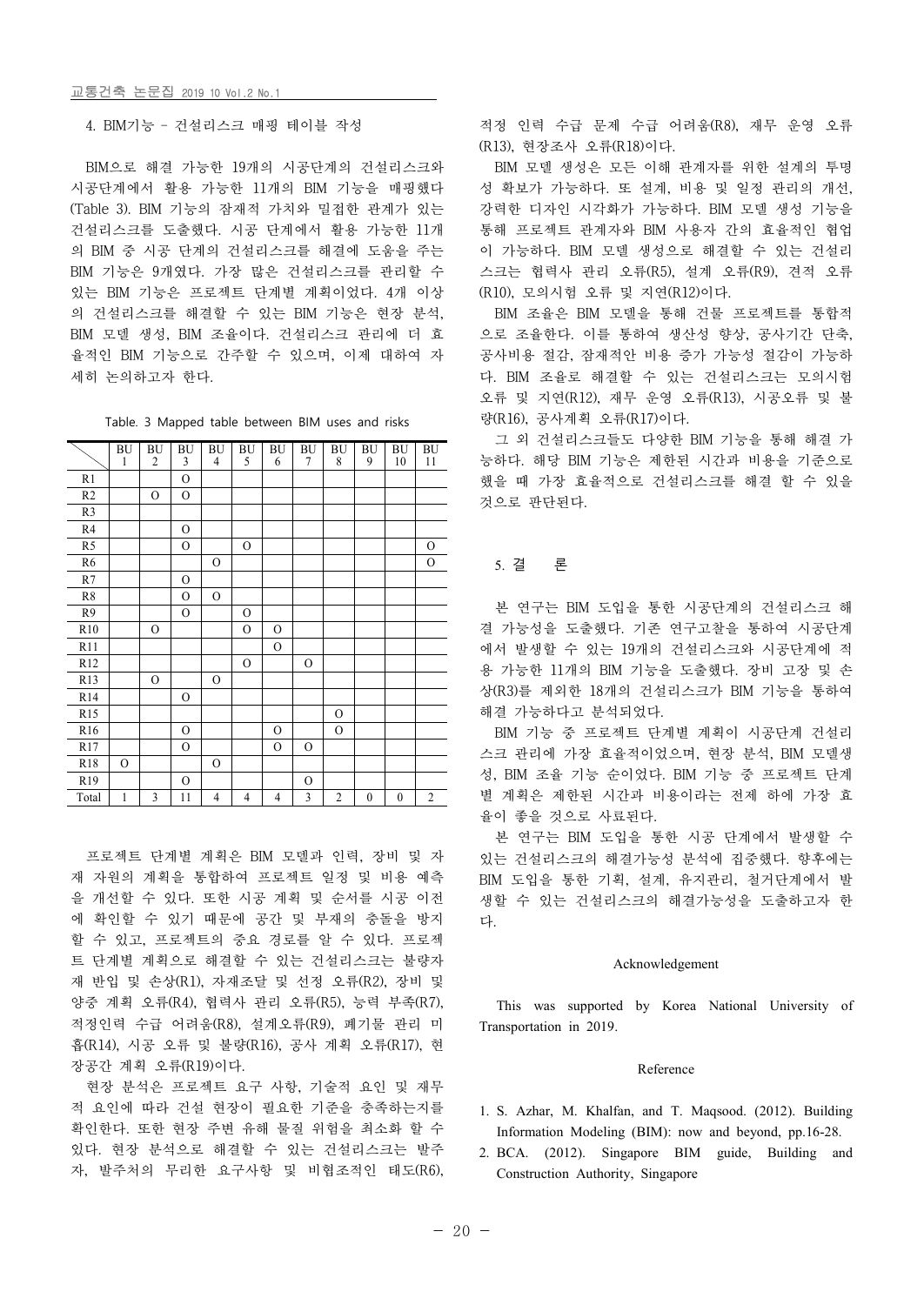4. BIM기능 – 건설리스크 매핑 테이블 작성

BIM으로 해결 가능한 19개의 시공단계의 건설리스크와 시공단계에서 활용 가능한 11개의 BIM 기능을 매핑했다(Table 3). BIM 기능의 잠재적 가치와 밀접한 관계가 있는 건설리스크를 도출했다. 시공 단계에서 활용 가능한 11개의 BIM 중 시공 단계의 건설리스크를 해결에 도움을 주는 BIM 기능은 9개였다. 가장 많은 건설리스크를 관리할 수 있는 BIM 기능은 프로젝트 단계별 계획이었다. 4개 이상의 건설리스크를 해결할 수 있는 BIM 기능은 현장 분석, BIM 모델 생성, BIM 조율이다. 건설리스크 관리에 더 효율적인 BIM 기능으로 간주할 수 있으며, 이제 대하여 자세히 논의하고자 한다.

Table. 3 Mapped table between BIM uses and risks

| | BU 1 | BU 2 | BU 3 | BU 4 | BU 5 | BU 6 | BU 7 | BU 8 | BU 9 | BU 10 | BU 11 |
|---|---|---|---|---|---|---|---|---|---|---|---|
| R1 | | | O | | | | | | | | |
| R2 | | O | O | | | | | | | | |
| R3 | | | | | | | | | | | |
| R4 | | | O | | | | | | | | |
| R5 | | | O | | O | | | | | | O |
| R6 | | | | O | | | | | | | O |
| R7 | | | O | | | | | | | | |
| R8 | | | O | O | | | | | | | |
| R9 | | | O | | O | | | | | | |
| R10 | | O | | | O | O | | | | | |
| R11 | | | | | | O | | | | | |
| R12 | | | | | O | | O | | | | |
| R13 | | O | | O | | | | | | | |
| R14 | | | O | | | | | | | | |
| R15 | | | | | | | | O | | | |
| R16 | | | O | | | O | | O | | | |
| R17 | | | O | | | O | O | | | | |
| R18 | O | | | O | | | | | | | |
| R19 | | | O | | | | O | | | | |
| Total | 1 | 3 | 11 | 4 | 4 | 4 | 3 | 2 | 0 | 0 | 2 |

프로젝트 단계별 계획은 BIM 모델과 인력, 장비 및 자재 자원의 계획을 통합하여 프로젝트 일정 및 비용 예측을 개선할 수 있다. 또한 시공 계획 및 순서를 시공 이전에 확인할 수 있기 때문에 공간 및 부재의 충돌을 방지할 수 있고, 프로젝트의 중요 경로를 알 수 있다. 프로젝트 단계별 계획으로 해결할 수 있는 건설리스크는 불량자재 반입 및 손상(R1), 자재조달 및 선정 오류(R2), 장비 및 양중 계획 오류(R4), 협력사 관리 오류(R5), 능력 부족(R7), 적정인력 수급 어려움(R8), 설계오류(R9), 폐기물 관리 미흡(R14), 시공 오류 및 불량(R16), 공사 계획 오류(R17), 현장공간 계획 오류(R19)이다.

현장 분석은 프로젝트 요구 사항, 기술적 요인 및 재무적 요인에 따라 건설 현장이 필요한 기준을 충족하는지를 확인한다. 또한 현장 주변 유해 물질 위험을 최소화 할 수 있다. 현장 분석으로 해결할 수 있는 건설리스크는 발주자, 발주처의 무리한 요구사항 및 비협조적인 태도(R6), 적정 인력 수급 문제 수급 어려움(R8), 재무 운영 오류(R13), 현장조사 오류(R18)이다.

BIM 모델 생성은 모든 이해 관계자를 위한 설계의 투명성 확보가 가능하다. 또 설계, 비용 및 일정 관리의 개선, 강력한 디자인 시각화가 가능하다. BIM 모델 생성 기능을 통해 프로젝트 관계자와 BIM 사용자 간의 효율적인 협업이 가능하다. BIM 모델 생성으로 해결할 수 있는 건설리스크는 협력사 관리 오류(R5), 설계 오류(R9), 견적 오류(R10), 모의시험 오류 및 지연(R12)이다.

BIM 조율은 BIM 모델을 통해 건물 프로젝트를 통합적으로 조율한다. 이를 통하여 생산성 향상, 공사기간 단축, 공사비용 절감, 잠재적인 비용 증가 가능성 절감이 가능하다. BIM 조율로 해결할 수 있는 건설리스크는 모의시험 오류 및 지연(R12), 재무 운영 오류(R13), 시공오류 및 불량(R16), 공사계획 오류(R17)이다.

그 외 건설리스크들도 다양한 BIM 기능을 통해 해결 가능하다. 해당 BIM 기능은 제한된 시간과 비용을 기준으로 했을 때 가장 효율적으로 건설리스크를 해결 할 수 있을 것으로 판단된다.

## 5. 결 론

본 연구는 BIM 도입을 통한 시공단계의 건설리스크 해결 가능성을 도출했다. 기존 연구고찰을 통하여 시공단계에서 발생할 수 있는 19개의 건설리스크와 시공단계에 적용 가능한 11개의 BIM 기능을 도출했다. 장비 고장 및 손상(R3)를 제외한 18개의 건설리스크가 BIM 기능을 통하여 해결 가능하다고 분석되었다.

BIM 기능 중 프로젝트 단계별 계획이 시공단계 건설리스크 관리에 가장 효율적이었으며, 현장 분석, BIM 모델생성, BIM 조율 기능 순이었다. BIM 기능 중 프로젝트 단계별 계획은 제한된 시간과 비용이라는 전제 하에 가장 효율이 좋을 것으로 사료된다.

본 연구는 BIM 도입을 통한 시공 단계에서 발생할 수 있는 건설리스크의 해결가능성 분석에 집중했다. 향후에는 BIM 도입을 통한 기획, 설계, 유지관리, 철거단계에서 발생할 수 있는 건설리스크의 해결가능성을 도출하고자 한다.

### Acknowledgement

This was supported by Korea National University of Transportation in 2019.

### Reference

1. S. Azhar, M. Khalfan, and T. Maqsood. (2012). Building Information Modeling (BIM): now and beyond, pp.16-28.
2. BCA. (2012). Singapore BIM guide, Building and Construction Authority, Singapore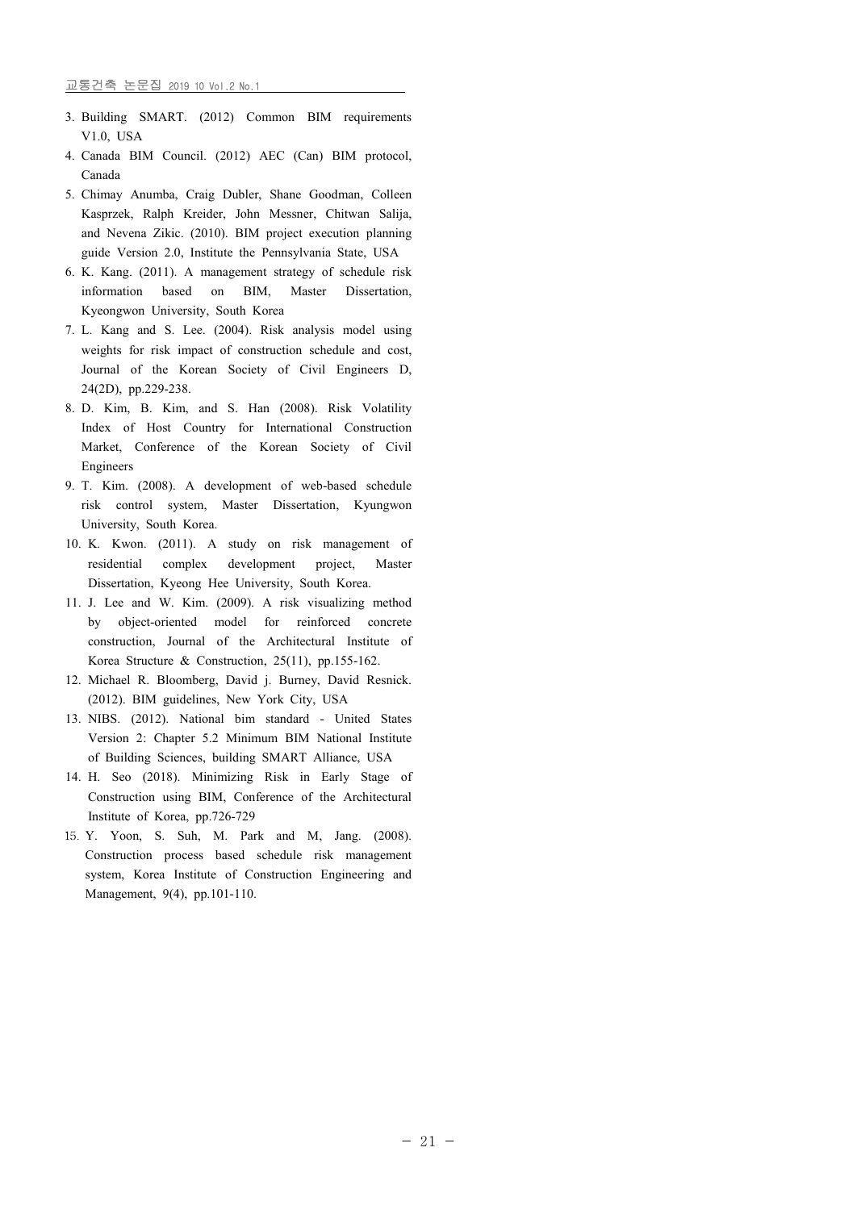3. Building SMART. (2012) Common BIM requirements V1.0, USA
4. Canada BIM Council. (2012) AEC (Can) BIM protocol, Canada
5. Chimay Anumba, Craig Dubler, Shane Goodman, Colleen Kasprzek, Ralph Kreider, John Messner, Chitwan Salija, and Nevena Zikic. (2010). BIM project execution planning guide Version 2.0, Institute the Pennsylvania State, USA
6. K. Kang. (2011). A management strategy of schedule risk information based on BIM, Master Dissertation, Kyeongwon University, South Korea
7. L. Kang and S. Lee. (2004). Risk analysis model using weights for risk impact of construction schedule and cost, Journal of the Korean Society of Civil Engineers D, 24(2D), pp.229-238.
8. D. Kim, B. Kim, and S. Han (2008). Risk Volatility Index of Host Country for International Construction Market, Conference of the Korean Society of Civil Engineers
9. T. Kim. (2008). A development of web-based schedule risk control system, Master Dissertation, Kyungwon University, South Korea.
10. K. Kwon. (2011). A study on risk management of residential complex development project, Master Dissertation, Kyeong Hee University, South Korea.
11. J. Lee and W. Kim. (2009). A risk visualizing method by object-oriented model for reinforced concrete construction, Journal of the Architectural Institute of Korea Structure & Construction, 25(11), pp.155-162.
12. Michael R. Bloomberg, David j. Burney, David Resnick. (2012). BIM guidelines, New York City, USA
13. NIBS. (2012). National bim standard - United States Version 2: Chapter 5.2 Minimum BIM National Institute of Building Sciences, building SMART Alliance, USA
14. H. Seo (2018). Minimizing Risk in Early Stage of Construction using BIM, Conference of the Architectural Institute of Korea, pp.726-729
15. Y. Yoon, S. Suh, M. Park and M, Jang. (2008). Construction process based schedule risk management system, Korea Institute of Construction Engineering and Management, 9(4), pp.101-110.